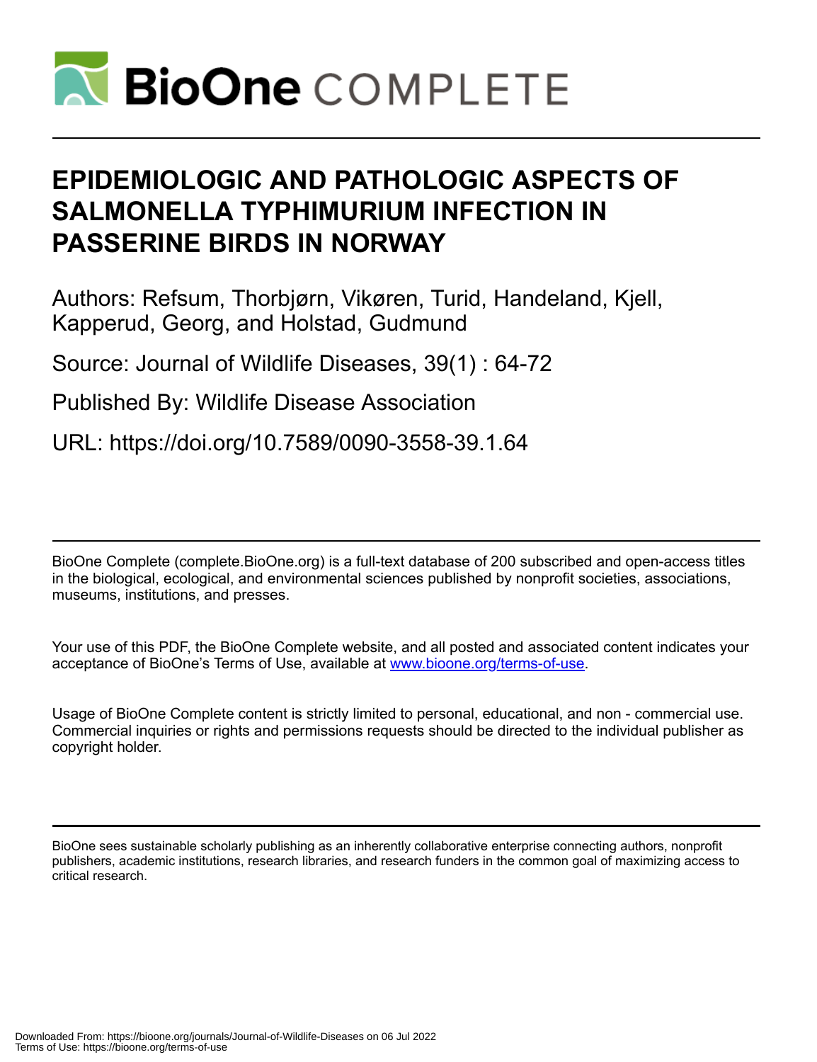# EPIDEMIOLOGIC AND PATHOLOGIC ASPECTS OF SALMONELLA TYPHIMURIUM INFECTION IN PASSERINE BIRDS IN NORWAY

Authors: Refsum, Thorbjørn, Vikøren, Turid, Handeland, Kjell, Kapperud, Georg, and Holstad, Gudmund

Source: Journal of Wildlife Diseases, 39(1) : 64-72

Published By: Wildlife Disease Association

URL: https://doi.org/10.7589/0090-3558-39.1.64

BioOne Complete (complete.BioOne.org) is a full-text database of 200 subscribed and open-access titles in the biological, ecological, and environmental sciences published by nonprofit societies, associations, museums, institutions, and presses.

Your use of this PDF, the BioOne Complete website, and all posted and associated content indicates your acceptance of BioOne's Terms of Use, available at www.bioone.org/terms-of-use.

Usage of BioOne Complete content is strictly limited to personal, educational, and non - commercial use. Commercial inquiries or rights and permissions requests should be directed to the individual publisher as copyright holder.

BioOne sees sustainable scholarly publishing as an inherently collaborative enterprise connecting authors, nonprofit publishers, academic institutions, research libraries, and research funders in the common goal of maximizing access to critical research.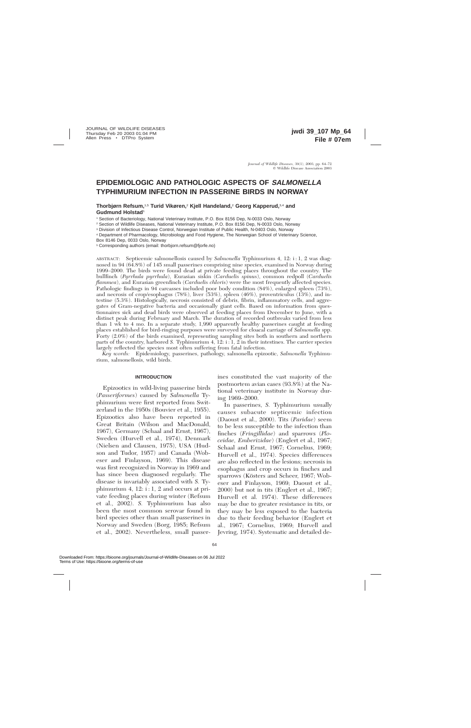# EPIDEMIOLOGIC AND PATHOLOGIC ASPECTS OF *SALMONELLA* TYPHIMURIUM INFECTION IN PASSERINE BIRDS IN NORWAY

**Thorbjørn Refsum,[1,5] Turid Vikøren,[2] Kjell Handeland,[2] Georg Kapperud,[3,4] and Gudmund Holstad[1]**

[1] Section of Bacteriology, National Veterinary Institute, P.O. Box 8156 Dep, N-0033 Oslo, Norway

[2] Section of Wildlife Diseases, National Veterinary Institute, P.O. Box 8156 Dep, N-0033 Oslo, Norway

[3] Division of Infectious Disease Control, Norwegian Institute of Public Health, N-0403 Oslo, Norway

[4] Department of Pharmacology, Microbiology and Food Hygiene, The Norwegian School of Veterinary Science, Box 8146 Dep, 0033 Oslo, Norway

[5] Corresponding authors (email: thorbjorn.refsum@fjorfe.no)

ABSTRACT: Septicemic salmonellosis caused by *Salmonella* Typhimurium 4, 12: i : 1, 2 was diagnosed in 94 (64.8%) of 145 small passerines comprising nine species, examined in Norway during 1999–2000. The birds were found dead at private feeding places throughout the country. The bullfinch (*Pyrrhula pyrrhula*), Eurasian siskin (*Carduelis spinus*), common redpoll (*Carduelis flammea*), and Eurasian greenfinch (*Carduelis chloris*) were the most frequently affected species. Pathologic findings in 94 carcasses included poor body condition (84%), enlarged spleen (73%), and necrosis of crop/esophagus (78%), liver (53%), spleen (46%), proventriculus (13%), and intestine (5.3%). Histologically, necrosis consisted of debris, fibrin, inflammatory cells, and aggregates of Gram-negative bacteria and occasionally giant cells. Based on information from questionnaires sick and dead birds were observed at feeding places from December to June, with a distinct peak during February and March. The duration of recorded outbreaks varied from less than 1 wk to 4 mo. In a separate study, 1,990 apparently healthy passerines caught at feeding places established for bird-ringing purposes were surveyed for cloacal carriage of *Salmonella* spp. Forty (2.0%) of the birds examined, representing sampling sites both in southern and northern parts of the country, harbored *S.* Typhimurium 4, 12: i : 1, 2 in their intestines. The carrier species largely reflected the species most often suffering from fatal infection.

*Key words:* Epidemiology, passerines, pathology, salmonella epizootic, *Salmonella* Typhimurium, salmonellosis, wild birds.

## INTRODUCTION

Epizootics in wild-living passerine birds (*Passeriformes*) caused by *Salmonella* Typhimurium were first reported from Switzerland in the 1950s (Bouvier et al., 1955). Epizootics also have been reported in Great Britain (Wilson and MacDonald, 1967), Germany (Schaal and Ernst, 1967), Sweden (Hurvell et al., 1974), Denmark (Nielsen and Clausen, 1975), USA (Hudson and Tudor, 1957) and Canada (Wobeser and Finlayson, 1969). This disease was first recognized in Norway in 1969 and has since been diagnosed regularly. The disease is invariably associated with *S.* Typhimurium 4, 12: i : 1, 2 and occurs at private feeding places during winter (Refsum et al., 2002). *S.* Typhimurium has also been the most common serovar found in bird species other than small passerines in Norway and Sweden (Borg, 1985; Refsum et al., 2002). Nevertheless, small passerines constituted the vast majority of the postmortem avian cases (93.8%) at the National veterinary institute in Norway during 1969–2000.

In passerines, *S.* Typhimurium usually causes subacute septicemic infection (Daoust et al., 2000). Tits (*Paridae*) seem to be less susceptible to the infection than finches (*Fringillidae*) and sparrows (*Ploceidae, Emberizidae*) (Englert et al., 1967; Schaal and Ernst, 1967; Cornelius, 1969; Hurvell et al., 1974). Species differences are also reflected in the lesions; necrosis in esophagus and crop occurs in finches and sparrows (Kösters and Scheer, 1967; Wobeser and Finlayson, 1969; Daoust et al., 2000) but not in tits (Englert et al., 1967; Hurvell et al. 1974). These differences may be due to greater resistance in tits, or they may be less exposed to the bacteria due to their feeding behavior (Englert et al., 1967; Cornelius, 1969; Hurvell and Jevring, 1974). Systematic and detailed de-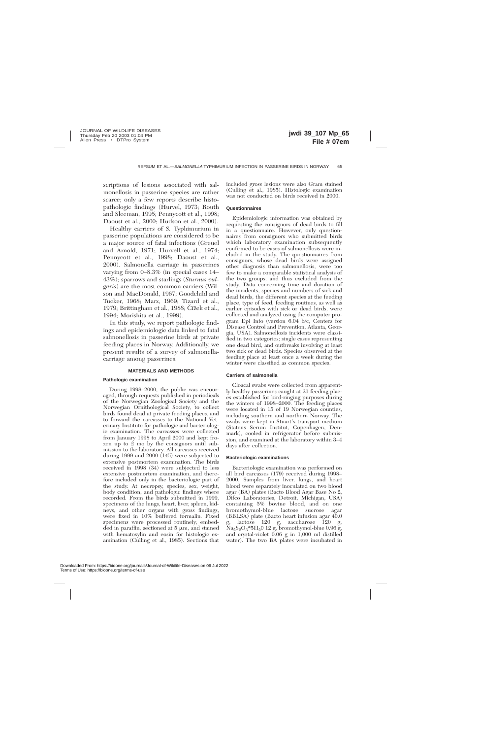scriptions of lesions associated with salmonellosis in passerine species are rather scarce; only a few reports describe histopathologic findings (Hurvel, 1973; Routh and Sleeman, 1995; Pennycott et al., 1998; Daoust et al., 2000; Hudson et al., 2000).

Healthy carriers of *S.* Typhimurium in passerine populations are considered to be a major source of fatal infections (Greuel and Arnold, 1971; Hurvell et al., 1974; Pennycott et al., 1998; Daoust et al., 2000). Salmonella carriage in passerines varying from 0–8.3% (in special cases 14–43%); sparrows and starlings (*Sturnus vulgaris*) are the most common carriers (Wilson and MacDonald, 1967; Goodchild and Tucker, 1968; Marx, 1969; Tizard et al., 1979; Brittingham et al., 1988; Čížek et al., 1994; Morishita et al., 1999).

In this study, we report pathologic findings and epidemiologic data linked to fatal salmonellosis in passerine birds at private feeding places in Norway. Additionally, we present results of a survey of salmonella-carriage among passerines.

## MATERIALS AND METHODS

### Pathologic examination

During 1998–2000, the public was encouraged, through requests published in periodicals of the Norwegian Zoological Society and the Norwegian Ornithological Society, to collect birds found dead at private feeding places, and to forward the carcasses to the National Veterinary Institute for pathologic and bacteriologic examination. The carcasses were collected from January 1998 to April 2000 and kept frozen up to 2 mo by the consignors until submission to the laboratory. All carcasses received during 1999 and 2000 (145) were subjected to extensive postmortem examination. The birds received in 1998 (34) were subjected to less extensive postmortem examination, and therefore included only in the bacteriologic part of the study. At necropsy, species, sex, weight, body condition, and pathologic findings where recorded. From the birds submitted in 1999, specimens of the lungs, heart, liver, spleen, kidneys, and other organs with gross findings, were fixed in 10% buffered formalin. Fixed specimens were processed routinely, embedded in paraffin, sectioned at 5 µm, and stained with hematoxylin and eosin for histologic examination (Culling et al., 1985). Sections that included gross lesions were also Gram stained (Culling et al., 1985). Histologic examination was not conducted on birds received in 2000.

### Questionnaires

Epidemiologic information was obtained by requesting the consignors of dead birds to fill in a questionnaire. However, only questionnaires from consignors who submitted birds which laboratory examination subsequently confirmed to be cases of salmonellosis were included in the study. The questionnaires from consignors, whose dead birds were assigned other diagnosis than salmonellosis, were too few to make a comparable statistical analysis of the two groups, and thus excluded from the study. Data concerning time and duration of the incidents, species and numbers of sick and dead birds, the different species at the feeding place, type of feed, feeding routines, as well as earlier episodes with sick or dead birds, were collected and analyzed using the computer program Epi Info (version 6.04 b/c, Centers for Disease Control and Prevention, Atlanta, Georgia, USA). Salmonellosis incidents were classified in two categories; single cases representing one dead bird, and outbreaks involving at least two sick or dead birds. Species observed at the feeding place at least once a week during the winter were classified as common species.

### Carriers of salmonella

Cloacal swabs were collected from apparently healthy passerines caught at 21 feeding places established for bird-ringing purposes during the winters of 1998–2000. The feeding places were located in 15 of 19 Norwegian counties, including southern and northern Norway. The swabs were kept in Stuart's transport medium (Statens Serum Institut, Copenhagen, Denmark), cooled in refrigerator before submission, and examined at the laboratory within 3–4 days after collection.

### Bacteriologic examinations

Bacteriologic examination was performed on all bird carcasses (179) received during 1998–2000. Samples from liver, lungs, and heart blood were separately inoculated on two blood agar (BA) plates (Bacto Blood Agar Base No 2, Difco Laboratories, Detroit, Michigan, USA) containing 5% bovine blood, and on one bromothymol-blue lactose sucrose agar (BBLSA) plate (Bacto heart infusion agar 40.0 g, lactose 120 g, saccharose 120 g, $Na_2S_2O_3{*}5H_2O$ 12 g, bromothymol-blue 0.96 g, and crystal-violet 0.06 g in 1,000 ml distilled water). The two BA plates were incubated in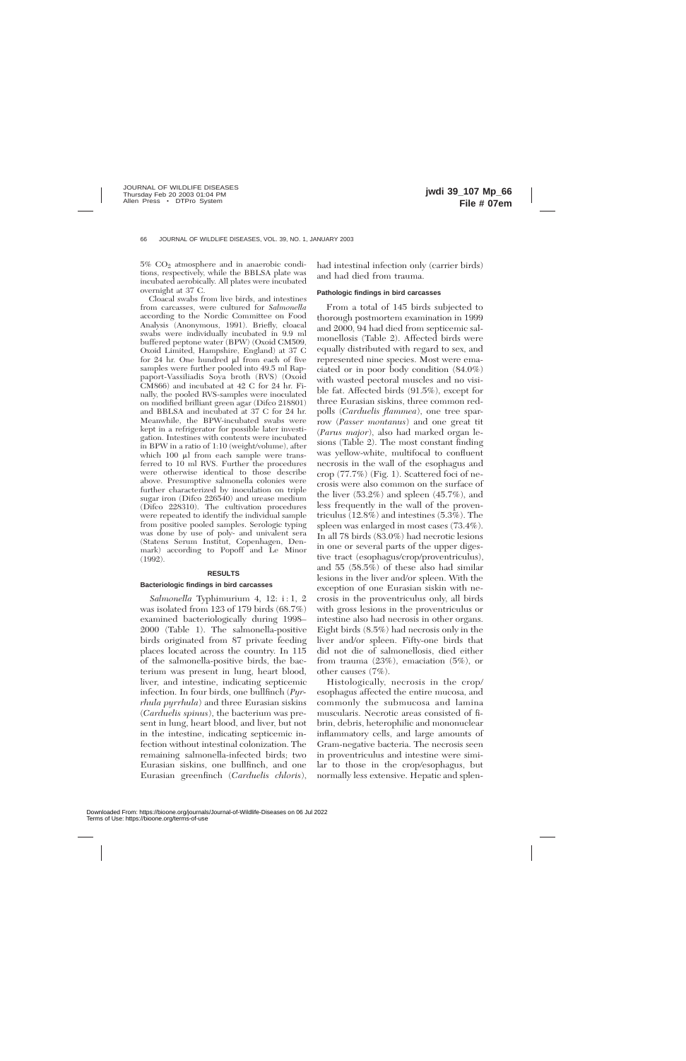5% $CO_2$ atmosphere and in anaerobic conditions, respectively, while the BBLSA plate was incubated aerobically. All plates were incubated overnight at 37 C.

Cloacal swabs from live birds, and intestines from carcasses, were cultured for *Salmonella* according to the Nordic Committee on Food Analysis (Anonymous, 1991). Briefly, cloacal swabs were individually incubated in 9.9 ml buffered peptone water (BPW) (Oxoid CM509, Oxoid Limited, Hampshire, England) at 37 C for 24 hr. One hundred µl from each of five samples were further pooled into 49.5 ml Rappaport-Vassiliadis Soya broth (RVS) (Oxoid CM866) and incubated at 42 C for 24 hr. Finally, the pooled RVS-samples were inoculated on modified brilliant green agar (Difco 218801) and BBLSA and incubated at 37 C for 24 hr. Meanwhile, the BPW-incubated swabs were kept in a refrigerator for possible later investigation. Intestines with contents were incubated in BPW in a ratio of 1:10 (weight/volume), after which 100 µl from each sample were transferred to 10 ml RVS. Further the procedures were otherwise identical to those describe above. Presumptive salmonella colonies were further characterized by inoculation on triple sugar iron (Difco 226540) and urease medium (Difco 228310). The cultivation procedures were repeated to identify the individual sample from positive pooled samples. Serologic typing was done by use of poly- and univalent sera (Statens Serum Institut, Copenhagen, Denmark) according to Popoff and Le Minor (1992).

## RESULTS

### Bacteriologic findings in bird carcasses

*Salmonella* Typhimurium 4, 12: i : 1, 2 was isolated from 123 of 179 birds (68.7%) examined bacteriologically during 1998–2000 (Table 1). The salmonella-positive birds originated from 87 private feeding places located across the country. In 115 of the salmonella-positive birds, the bacterium was present in lung, heart blood, liver, and intestine, indicating septicemic infection. In four birds, one bullfinch (*Pyrrhula pyrrhula*) and three Eurasian siskins (*Carduelis spinus*), the bacterium was present in lung, heart blood, and liver, but not in the intestine, indicating septicemic infection without intestinal colonization. The remaining salmonella-infected birds; two Eurasian siskins, one bullfinch, and one Eurasian greenfinch (*Carduelis chloris*), had intestinal infection only (carrier birds) and had died from trauma.

### Pathologic findings in bird carcasses

From a total of 145 birds subjected to thorough postmortem examination in 1999 and 2000, 94 had died from septicemic salmonellosis (Table 2). Affected birds were equally distributed with regard to sex, and represented nine species. Most were emaciated or in poor body condition (84.0%) with wasted pectoral muscles and no visible fat. Affected birds (91.5%), except for three Eurasian siskins, three common redpolls (*Carduelis flammea*), one tree sparrow (*Passer montanus*) and one great tit (*Parus major*), also had marked organ lesions (Table 2). The most constant finding was yellow-white, multifocal to confluent necrosis in the wall of the esophagus and crop (77.7%) (Fig. 1). Scattered foci of necrosis were also common on the surface of the liver (53.2%) and spleen (45.7%), and less frequently in the wall of the proventriculus (12.8%) and intestines (5.3%). The spleen was enlarged in most cases (73.4%). In all 78 birds (83.0%) had necrotic lesions in one or several parts of the upper digestive tract (esophagus/crop/proventriculus), and 55 (58.5%) of these also had similar lesions in the liver and/or spleen. With the exception of one Eurasian siskin with necrosis in the proventriculus only, all birds with gross lesions in the proventriculus or intestine also had necrosis in other organs. Eight birds (8.5%) had necrosis only in the liver and/or spleen. Fifty-one birds that did not die of salmonellosis, died either from trauma (23%), emaciation (5%), or other causes (7%).

Histologically, necrosis in the crop/esophagus affected the entire mucosa, and commonly the submucosa and lamina muscularis. Necrotic areas consisted of fibrin, debris, heterophilic and mononuclear inflammatory cells, and large amounts of Gram-negative bacteria. The necrosis seen in proventriculus and intestine were similar to those in the crop/esophagus, but normally less extensive. Hepatic and splen-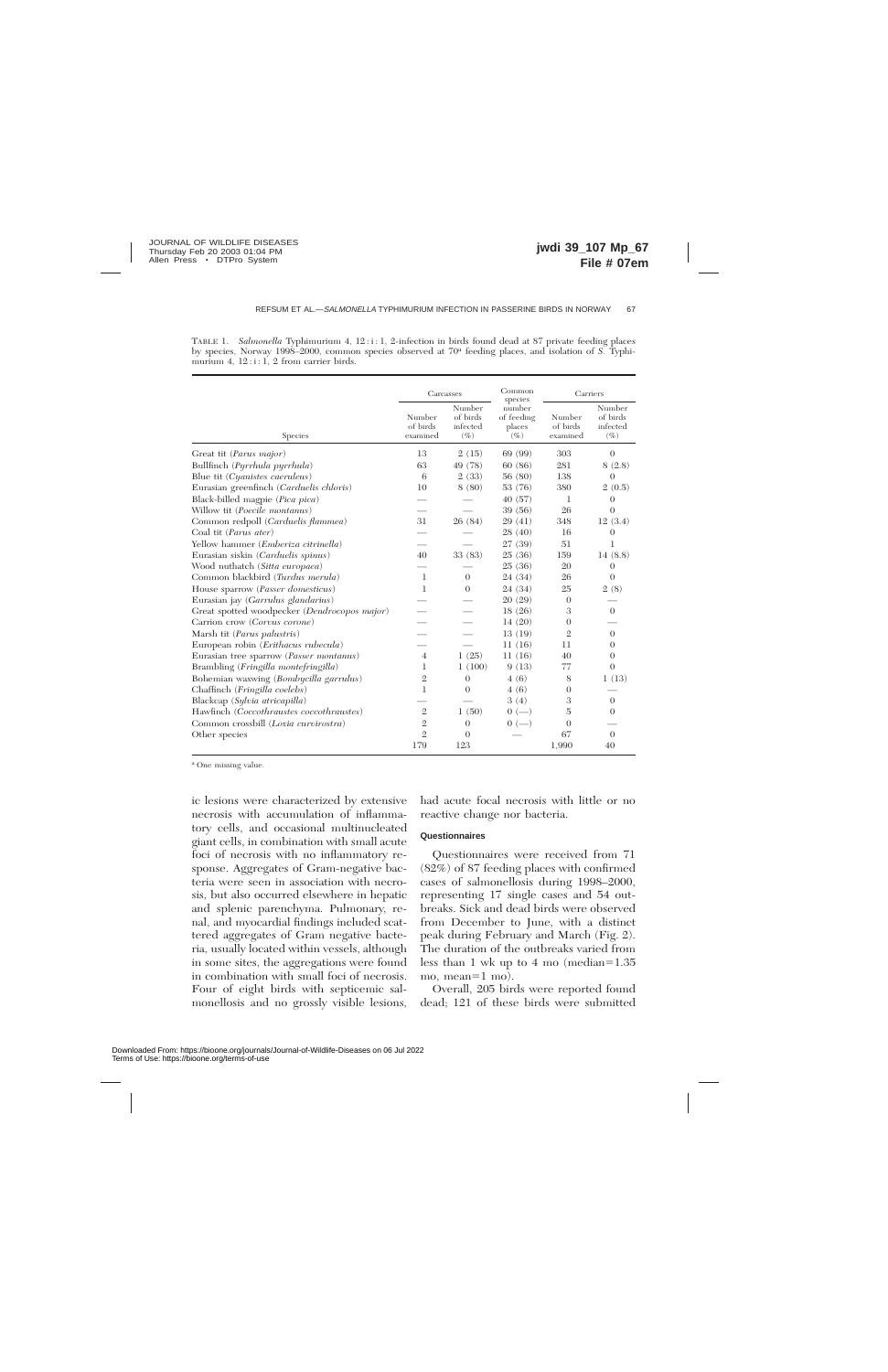TABLE 1. *Salmonella* Typhimurium 4, 12 : i : 1, 2-infection in birds found dead at 87 private feeding places by species, Norway 1998–2000, common species observed at 70[a] feeding places, and isolation of *S.* Typhimurium 4, 12 : i : 1, 2 from carrier birds.

| Species | Carcasses | | Common species number of feeding places (%) | Carriers | |
|---|---|---|---|---|---|
| | Number of birds examined | Number of birds infected (%) | | Number of birds examined | Number of birds infected (%) |
| Great tit (*Parus major*) | 13 | 2 (15) | 69 (99) | 303 | 0 |
| Bullfinch (*Pyrrhula pyrrhula*) | 63 | 49 (78) | 60 (86) | 281 | 8 (2.8) |
| Blue tit (*Cyanistes caeruleus*) | 6 | 2 (33) | 56 (80) | 138 | 0 |
| Eurasian greenfinch (*Carduelis chloris*) | 10 | 8 (80) | 53 (76) | 380 | 2 (0.5) |
| Black-billed magpie (*Pica pica*) | — | — | 40 (57) | 1 | 0 |
| Willow tit (*Poecile montanus*) | — | — | 39 (56) | 26 | 0 |
| Common redpoll (*Carduelis flammea*) | 31 | 26 (84) | 29 (41) | 348 | 12 (3.4) |
| Coal tit (*Parus ater*) | — | — | 28 (40) | 16 | 0 |
| Yellow hammer (*Emberiza citrinella*) | — | — | 27 (39) | 51 | 1 |
| Eurasian siskin (*Carduelis spinus*) | 40 | 33 (83) | 25 (36) | 159 | 14 (8.8) |
| Wood nuthatch (*Sitta europaea*) | — | — | 25 (36) | 20 | 0 |
| Common blackbird (*Turdus merula*) | 1 | 0 | 24 (34) | 26 | 0 |
| House sparrow (*Passer domesticus*) | 1 | 0 | 24 (34) | 25 | 2 (8) |
| Eurasian jay (*Garrulus glandarius*) | — | — | 20 (29) | 0 | — |
| Great spotted woodpecker (*Dendrocopos major*) | — | — | 18 (26) | 3 | 0 |
| Carrion crow (*Corvus corone*) | — | — | 14 (20) | 0 | — |
| Marsh tit (*Parus palustris*) | — | — | 13 (19) | 2 | 0 |
| European robin (*Erithacus rubecula*) | — | — | 11 (16) | 11 | 0 |
| Eurasian tree sparrow (*Passer montanus*) | 4 | 1 (25) | 11 (16) | 40 | 0 |
| Brambling (*Fringilla montefringilla*) | 1 | 1 (100) | 9 (13) | 77 | 0 |
| Bohemian waxwing (*Bombycilla garrulus*) | 2 | 0 | 4 (6) | 8 | 1 (13) |
| Chaffinch (*Fringilla coelebs*) | 1 | 0 | 4 (6) | 0 | — |
| Blackcap (*Sylvia atricapilla*) | — | — | 3 (4) | 3 | 0 |
| Hawfinch (*Coccothraustes coccothraustes*) | 2 | 1 (50) | 0 (—) | 5 | 0 |
| Common crossbill (*Loxia curvirostra*) | 2 | 0 | 0 (—) | 0 | — |
| Other species | 2 | 0 | — | 67 | 0 |
| | 179 | 123 | | 1,990 | 40 |

[a] One missing value.

ic lesions were characterized by extensive necrosis with accumulation of inflammatory cells, and occasional multinucleated giant cells, in combination with small acute foci of necrosis with no inflammatory response. Aggregates of Gram-negative bacteria were seen in association with necrosis, but also occurred elsewhere in hepatic and splenic parenchyma. Pulmonary, renal, and myocardial findings included scattered aggregates of Gram negative bacteria, usually located within vessels, although in some sites, the aggregations were found in combination with small foci of necrosis. Four of eight birds with septicemic salmonellosis and no grossly visible lesions, had acute focal necrosis with little or no reactive change nor bacteria.

#### Questionnaires

Questionnaires were received from 71 (82%) of 87 feeding places with confirmed cases of salmonellosis during 1998–2000, representing 17 single cases and 54 outbreaks. Sick and dead birds were observed from December to June, with a distinct peak during February and March (Fig. 2). The duration of the outbreaks varied from less than 1 wk up to 4 mo (median=1.35 mo, mean=1 mo).

Overall, 205 birds were reported found dead; 121 of these birds were submitted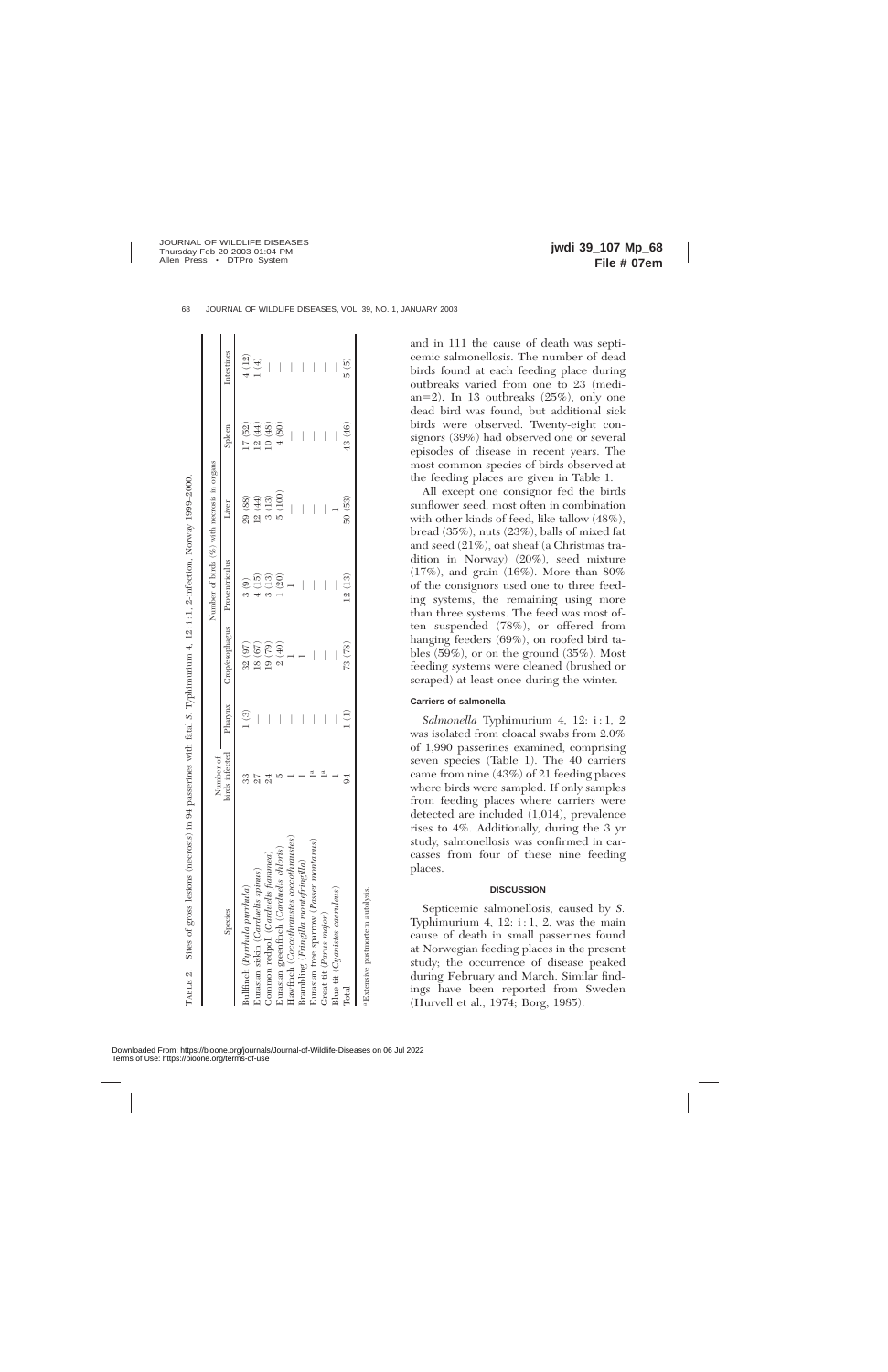TABLE 2. Sites of gross lesions (necrosis) in 94 passerines with fatal *S.* Typhimurium 4, 12 : i : 1, 2-infection, Norway 1999–2000.

| Species | Number of birds infected | Number of birds (%) with necrosis in organs | | | | | |
|---|---|---|---|---|---|---|---|
| | | Pharynx | Crop/esophagus | Proventriculus | Liver | Spleen | Intestines |
| Bullfinch (*Pyrrhula pyrrhula*) | 33 | 1 (3) | 32 (97) | 3 (9) | 29 (88) | 17 (52) | 4 (12) |
| Eurasian siskin (*Carduelis spinus*) | 27 | — | 18 (67) | 4 (15) | 12 (44) | 12 (44) | 1 (4) |
| Common redpoll (*Carduelis flammea*) | 24 | — | 19 (79) | 3 (13) | 3 (13) | 10 (48) | — |
| Eurasian greenfinch (*Carduelis chloris*) | 5 | — | 2 (40) | 1 (20) | 5 (100) | 4 (80) | — |
| Hawfinch (*Coccothraustes coccothraustes*) | 1 | — | 1 | 1 | — | — | — |
| Brambling (*Fringilla montefringilla*) | 1 | — | 1 | — | — | — | — |
| Eurasian tree sparrow (*Passer montanus*) | 1[a] | — | — | — | — | — | — |
| Great tit (*Parus major*) | 1[a] | — | — | — | — | — | — |
| Blue tit (*Cyanistes caeruleus*) | 1 | — | — | — | 1 | — | — |
| Total | 94 | 1 (1) | 73 (78) | 12 (13) | 50 (53) | 43 (46) | 5 (5) |

[a] Extensive postmortem autolysis.

and in 111 the cause of death was septicemic salmonellosis. The number of dead birds found at each feeding place during outbreaks varied from one to 23 (median=2). In 13 outbreaks (25%), only one dead bird was found, but additional sick birds were observed. Twenty-eight consignors (39%) had observed one or several episodes of disease in recent years. The most common species of birds observed at the feeding places are given in Table 1.

All except one consignor fed the birds sunflower seed, most often in combination with other kinds of feed, like tallow (48%), bread (35%), nuts (23%), balls of mixed fat and seed (21%), oat sheaf (a Christmas tradition in Norway) (20%), seed mixture (17%), and grain (16%). More than 80% of the consignors used one to three feeding systems, the remaining using more than three systems. The feed was most often suspended (78%), or offered from hanging feeders (69%), on roofed bird tables (59%), or on the ground (35%). Most feeding systems were cleaned (brushed or scraped) at least once during the winter.

#### Carriers of salmonella

*Salmonella* Typhimurium 4, 12: i : 1, 2 was isolated from cloacal swabs from 2.0% of 1,990 passerines examined, comprising seven species (Table 1). The 40 carriers came from nine (43%) of 21 feeding places where birds were sampled. If only samples from feeding places where carriers were detected are included (1,014), prevalence rises to 4%. Additionally, during the 3 yr study, salmonellosis was confirmed in carcasses from four of these nine feeding places.

## DISCUSSION

Septicemic salmonellosis, caused by *S.* Typhimurium 4, 12: i : 1, 2, was the main cause of death in small passerines found at Norwegian feeding places in the present study; the occurrence of disease peaked during February and March. Similar findings have been reported from Sweden (Hurvell et al., 1974; Borg, 1985).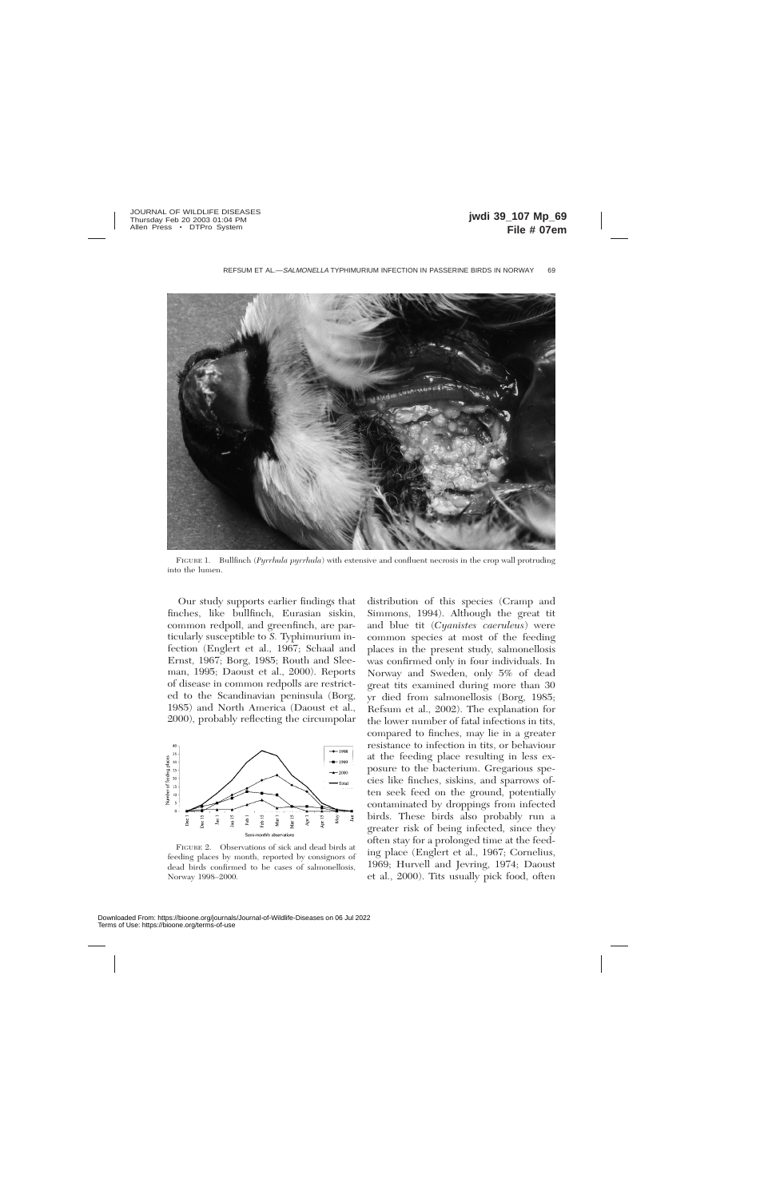FIGURE 1. Bullfinch (*Pyrrhula pyrrhula*) with extensive and confluent necrosis in the crop wall protruding into the lumen.

FIGURE 2. Observations of sick and dead birds at feeding places by month, reported by consignors of dead birds confirmed to be cases of salmonellosis, Norway 1998–2000.

Our study supports earlier findings that finches, like bullfinch, Eurasian siskin, common redpoll, and greenfinch, are particularly susceptible to *S.* Typhimurium infection (Englert et al., 1967; Schaal and Ernst, 1967; Borg, 1985; Routh and Sleeman, 1995; Daoust et al., 2000). Reports of disease in common redpolls are restricted to the Scandinavian peninsula (Borg, 1985) and North America (Daoust et al., 2000), probably reflecting the circumpolar distribution of this species (Cramp and Simmons, 1994). Although the great tit and blue tit (*Cyanistes caeruleus*) were common species at most of the feeding places in the present study, salmonellosis was confirmed only in four individuals. In Norway and Sweden, only 5% of dead great tits examined during more than 30 yr died from salmonellosis (Borg, 1985; Refsum et al., 2002). The explanation for the lower number of fatal infections in tits, compared to finches, may lie in a greater resistance to infection in tits, or behaviour at the feeding place resulting in less exposure to the bacterium. Gregarious species like finches, siskins, and sparrows often seek feed on the ground, potentially contaminated by droppings from infected birds. These birds also probably run a greater risk of being infected, since they often stay for a prolonged time at the feeding place (Englert et al., 1967; Cornelius, 1969; Hurvell and Jevring, 1974; Daoust et al., 2000). Tits usually pick food, often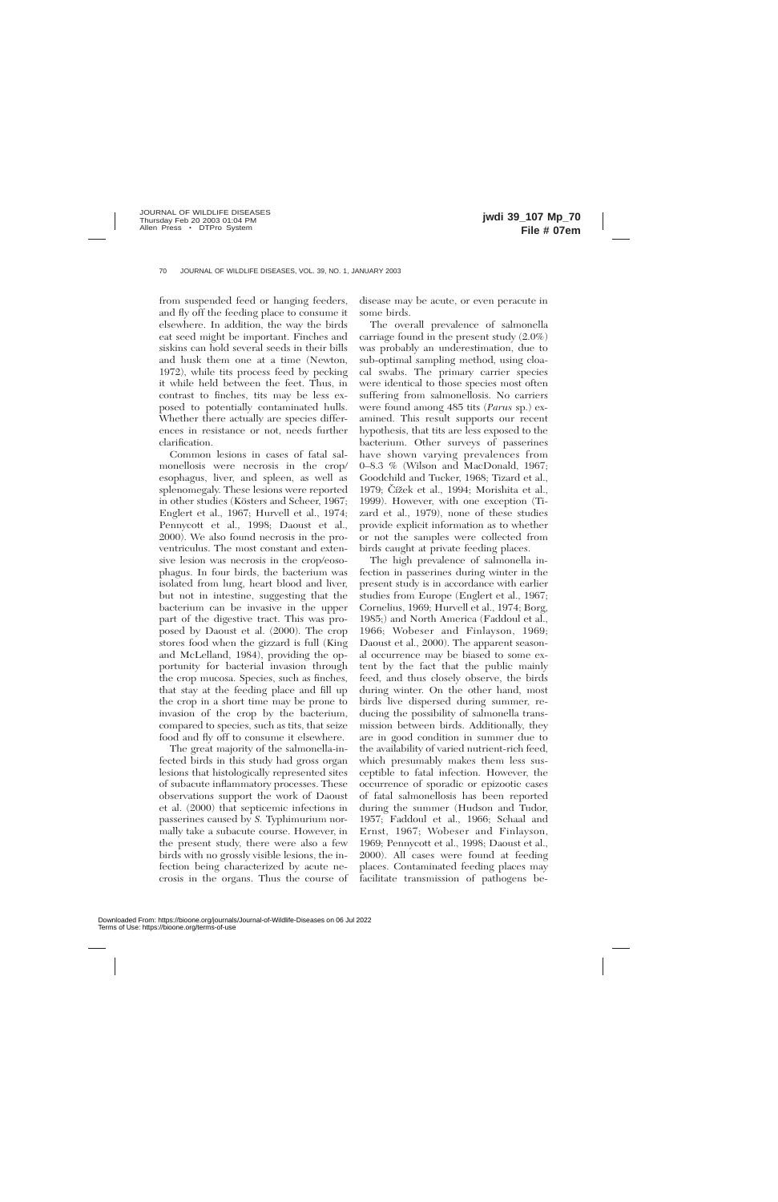from suspended feed or hanging feeders, and fly off the feeding place to consume it elsewhere. In addition, the way the birds eat seed might be important. Finches and siskins can hold several seeds in their bills and husk them one at a time (Newton, 1972), while tits process feed by pecking it while held between the feet. Thus, in contrast to finches, tits may be less exposed to potentially contaminated hulls. Whether there actually are species differences in resistance or not, needs further clarification.

Common lesions in cases of fatal salmonellosis were necrosis in the crop/esophagus, liver, and spleen, as well as splenomegaly. These lesions were reported in other studies (Kösters and Scheer, 1967; Englert et al., 1967; Hurvell et al., 1974; Pennycott et al., 1998; Daoust et al., 2000). We also found necrosis in the proventriculus. The most constant and extensive lesion was necrosis in the crop/esophagus. In four birds, the bacterium was isolated from lung, heart blood and liver, but not in intestine, suggesting that the bacterium can be invasive in the upper part of the digestive tract. This was proposed by Daoust et al. (2000). The crop stores food when the gizzard is full (King and McLelland, 1984), providing the opportunity for bacterial invasion through the crop mucosa. Species, such as finches, that stay at the feeding place and fill up the crop in a short time may be prone to invasion of the crop by the bacterium, compared to species, such as tits, that seize food and fly off to consume it elsewhere.

The great majority of the salmonella-infected birds in this study had gross organ lesions that histologically represented sites of subacute inflammatory processes. These observations support the work of Daoust et al. (2000) that septicemic infections in passerines caused by *S.* Typhimurium normally take a subacute course. However, in the present study, there were also a few birds with no grossly visible lesions, the infection being characterized by acute necrosis in the organs. Thus the course of disease may be acute, or even peracute in some birds.

The overall prevalence of salmonella carriage found in the present study (2.0%) was probably an underestimation, due to sub-optimal sampling method, using cloacal swabs. The primary carrier species were identical to those species most often suffering from salmonellosis. No carriers were found among 485 tits (*Parus* sp.) examined. This result supports our recent hypothesis, that tits are less exposed to the bacterium. Other surveys of passerines have shown varying prevalences from 0–8.3 % (Wilson and MacDonald, 1967; Goodchild and Tucker, 1968; Tizard et al., 1979; Čížek et al., 1994; Morishita et al., 1999). However, with one exception (Tizard et al., 1979), none of these studies provide explicit information as to whether or not the samples were collected from birds caught at private feeding places.

The high prevalence of salmonella infection in passerines during winter in the present study is in accordance with earlier studies from Europe (Englert et al., 1967; Cornelius, 1969; Hurvell et al., 1974; Borg, 1985;) and North America (Faddoul et al., 1966; Wobeser and Finlayson, 1969; Daoust et al., 2000). The apparent seasonal occurrence may be biased to some extent by the fact that the public mainly feed, and thus closely observe, the birds during winter. On the other hand, most birds live dispersed during summer, reducing the possibility of salmonella transmission between birds. Additionally, they are in good condition in summer due to the availability of varied nutrient-rich feed, which presumably makes them less susceptible to fatal infection. However, the occurrence of sporadic or epizootic cases of fatal salmonellosis has been reported during the summer (Hudson and Tudor, 1957; Faddoul et al., 1966; Schaal and Ernst, 1967; Wobeser and Finlayson, 1969; Pennycott et al., 1998; Daoust et al., 2000). All cases were found at feeding places. Contaminated feeding places may facilitate transmission of pathogens be-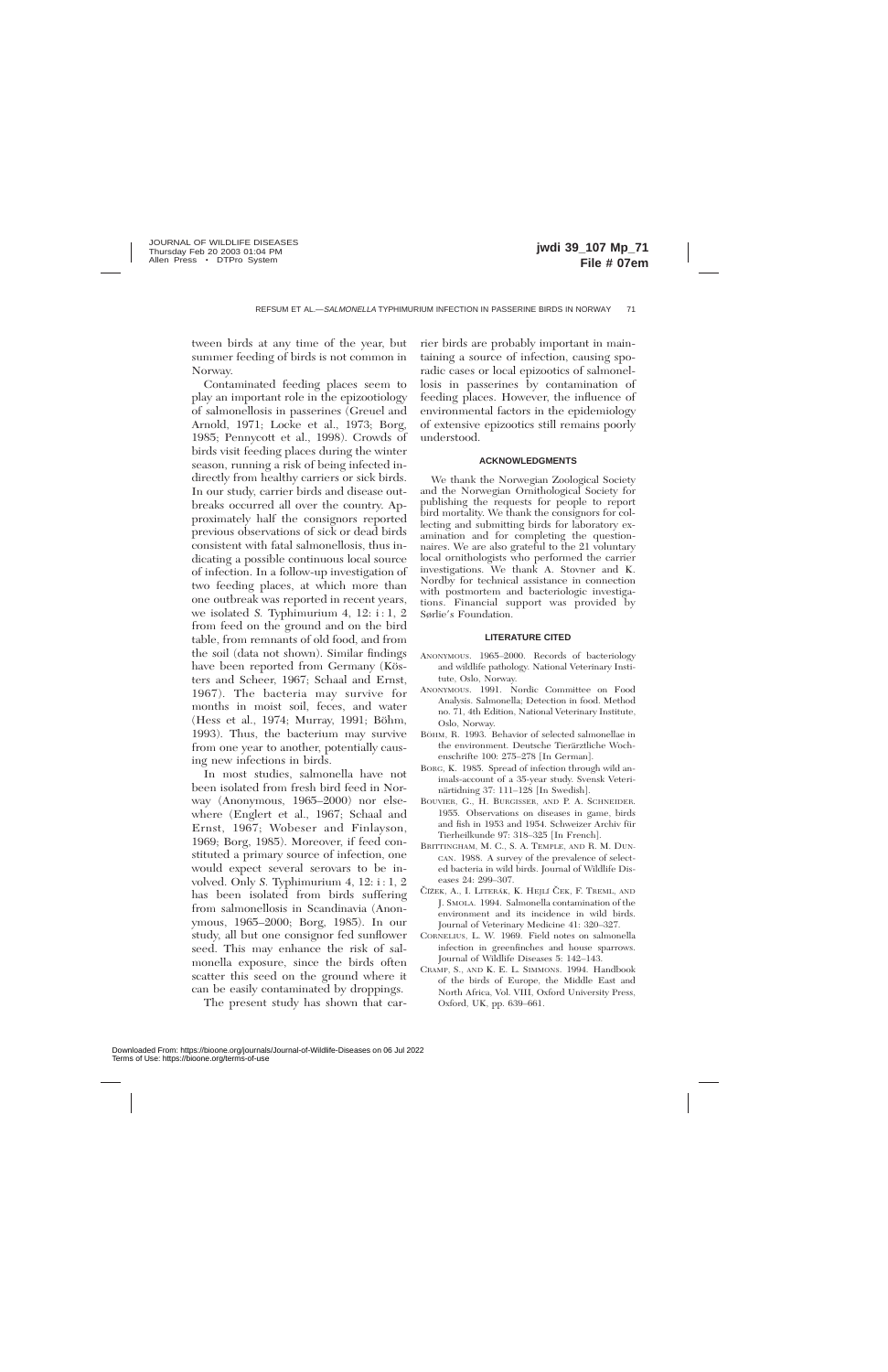tween birds at any time of the year, but summer feeding of birds is not common in Norway.

Contaminated feeding places seem to play an important role in the epizootiology of salmonellosis in passerines (Greuel and Arnold, 1971; Locke et al., 1973; Borg, 1985; Pennycott et al., 1998). Crowds of birds visit feeding places during the winter season, running a risk of being infected indirectly from healthy carriers or sick birds. In our study, carrier birds and disease outbreaks occurred all over the country. Approximately half the consignors reported previous observations of sick or dead birds consistent with fatal salmonellosis, thus indicating a possible continuous local source of infection. In a follow-up investigation of two feeding places, at which more than one outbreak was reported in recent years, we isolated *S.* Typhimurium 4, 12: i : 1, 2 from feed on the ground and on the bird table, from remnants of old food, and from the soil (data not shown). Similar findings have been reported from Germany (Kösters and Scheer, 1967; Schaal and Ernst, 1967). The bacteria may survive for months in moist soil, feces, and water (Hess et al., 1974; Murray, 1991; Böhm, 1993). Thus, the bacterium may survive from one year to another, potentially causing new infections in birds.

In most studies, salmonella have not been isolated from fresh bird feed in Norway (Anonymous, 1965–2000) nor elsewhere (Englert et al., 1967; Schaal and Ernst, 1967; Wobeser and Finlayson, 1969; Borg, 1985). Moreover, if feed constituted a primary source of infection, one would expect several serovars to be involved. Only *S.* Typhimurium 4, 12: i : 1, 2 has been isolated from birds suffering from salmonellosis in Scandinavia (Anonymous, 1965–2000; Borg, 1985). In our study, all but one consignor fed sunflower seed. This may enhance the risk of salmonella exposure, since the birds often scatter this seed on the ground where it can be easily contaminated by droppings.

The present study has shown that carrier birds are probably important in maintaining a source of infection, causing sporadic cases or local epizootics of salmonellosis in passerines by contamination of feeding places. However, the influence of environmental factors in the epidemiology of extensive epizootics still remains poorly understood.

## ACKNOWLEDGMENTS

We thank the Norwegian Zoological Society and the Norwegian Ornithological Society for publishing the requests for people to report bird mortality. We thank the consignors for collecting and submitting birds for laboratory examination and for completing the questionnaires. We are also grateful to the 21 voluntary local ornithologists who performed the carrier investigations. We thank A. Stovner and K. Nordby for technical assistance in connection with postmortem and bacteriologic investigations. Financial support was provided by Sørlie's Foundation.

## LITERATURE CITED

ANONYMOUS. 1965–2000. Records of bacteriology and wildlife pathology. National Veterinary Institute, Oslo, Norway.

ANONYMOUS. 1991. Nordic Committee on Food Analysis. Salmonella; Detection in food. Method no. 71, 4th Edition, National Veterinary Institute, Oslo, Norway.

BÖHM, R. 1993. Behavior of selected salmonellae in the environment. Deutsche Tierärztliche Wochenschrifte 100: 275–278 [In German].

BORG, K. 1985. Spread of infection through wild animals-account of a 35-year study. Svensk Veterinärtidning 37: 111–128 [In Swedish].

BOUVIER, G., H. BURGISSER, AND P. A. SCHNEIDER. 1955. Observations on diseases in game, birds and fish in 1953 and 1954. Schweizer Archiv für Tierheilkunde 97: 318–325 [In French].

BRITTINGHAM, M. C., S. A. TEMPLE, AND R. M. DUNCAN. 1988. A survey of the prevalence of selected bacteria in wild birds. Journal of Wildlife Diseases 24: 299–307.

ČÍŽEK, A., I. LITERÁK, K. HEJLÍ ČEK, F. TREML, AND J. SMOLA. 1994. Salmonella contamination of the environment and its incidence in wild birds. Journal of Veterinary Medicine 41: 320–327.

CORNELIUS, L. W. 1969. Field notes on salmonella infection in greenfinches and house sparrows. Journal of Wildlife Diseases 5: 142–143.

CRAMP, S., AND K. E. L. SIMMONS. 1994. Handbook of the birds of Europe, the Middle East and North Africa, Vol. VIII, Oxford University Press, Oxford, UK, pp. 639–661.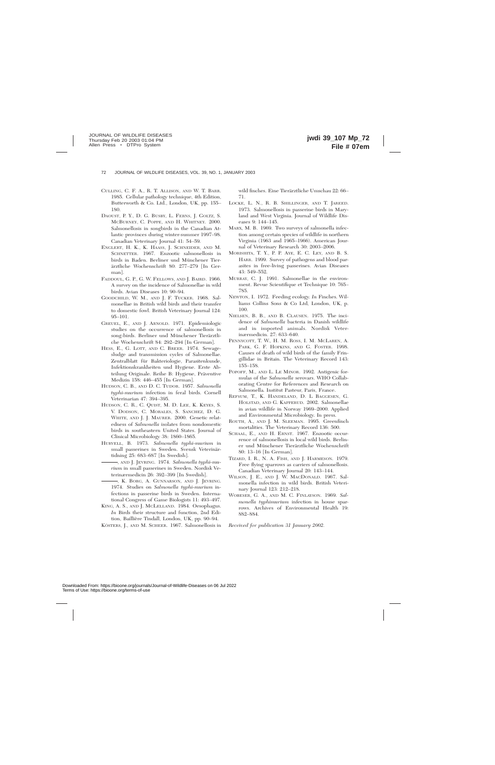CULLING, C. F. A., R. T. ALLISON, AND W. T. BARR. 1985. Cellular pathology technique, 4th Edition, Butterworth & Co. Ltd., London, UK, pp. 155–180.

DAOUST, P. Y., D. G. BUSBY, L. FERNS, J. GOLTZ, S. MCBURNEY, C. POPPE, AND H. WHITNEY. 2000. Salmonellosis in songbirds in the Canadian Atlantic provinces during winter-summer 1997–98. Canadian Veterinary Journal 41: 54–59.

ENGLERT, H. K., K. HAASS, J. SCHNEIDER, AND M. SCHNETTER. 1967. Enzootic salmonellosis in birds in Baden. Berliner und Münchener Tierärztliche Wochenschrift 80: 277–279 [In German].

FADDOUL, G. P., G. W. FELLOWS, AND J. BAIRD. 1966. A survey on the incidence of Salmonellae in wild birds. Avian Diseases 10: 90–94.

GOODCHILD, W. M., AND J. F. TUCKER. 1968. Salmonellae in British wild birds and their transfer to domestic fowl. British Veterinary Journal 124: 95–101.

GREUEL, E., AND J. ARNOLD. 1971. Epidemiologic studies on the occurrence of salmonellosis in song-birds. Berliner und Münchener Tierärztliche Wochenschrift 84: 292–294 [In German].

HESS, E., G. LOTT, AND C. BREER. 1974. Sewage-sludge and transmission cycles of Salmonellae. Zentralblatt für Bakteriologie, Parasitenkunde, Infektionskrankheiten und Hygiene. Erste Abteilung Originale. Reihe B: Hygiene, Präventive Medizin 158: 446–455 [In German].

HUDSON, C. B., AND D. C. TUDOR. 1957. *Salmonella typhi-murium* infection in feral birds. Cornell Veterinarian 47: 394–395.

HUDSON, C. R., C. QUIST, M. D. LEE, K. KEYES, S. V. DODSON, C. MORALES, S. SANCHEZ, D. G. WHITE, AND J. J. MAURER. 2000. Genetic relatedness of *Salmonella* isolates from nondomestic birds in southeastern United States. Journal of Clinical Microbiology 38: 1860–1865.

HURVELL, B. 1973. *Salmonella typhi-murium* in small passerines in Sweden. Svensk Veterinärtidning 25: 683–687 [In Swedish].

———, AND J. JEVRING. 1974. *Salmonella typhi-murium* in small passerines in Sweden. Nordisk Veterinærmedicin 26: 392–399 [In Swedish].

———, K. BORG, A. GUNNARSON, AND J. JEVRING. 1974. Studies on *Salmonella typhi-murium* infections in passerine birds in Sweden. International Congress of Game Biologists 11: 493–497.

KING, A. S., AND J. MCLELLAND. 1984. Oesophagus. *In* Birds their structure and function, 2nd Edition, Baillière Tindall, London, UK, pp. 90–94.

KÖSTERS, J., AND M. SCHEER. 1967. Salmonellosis in wild finches. Eine Tierärztliche Umschau 22: 66–71.

LOCKE, L. N., R. B. SHILLINGER, AND T. JAREED. 1973. Salmonellosis in passerine birds in Maryland and West Virginia. Journal of Wildlife Diseases 9: 144–145.

MARX, M. B. 1969. Two surveys of salmonella infection among certain species of wildlife in northern Virginia (1963 and 1965–1966). American Journal of Veterinary Research 30: 2003–2006.

MORISHITA, T. Y., P. P. AYE, E. C. LEY, AND B. S. HARR. 1999. Survey of pathogens and blood parasites in free-living passerines. Avian Diseases 43: 549–552.

MURRAY, C. J. 1991. Salmonellae in the environment. Revue Scientifique et Technique 10: 765–785.

NEWTON, I. 1972. Feeding ecology. *In* Finches. Williams Collins Sons & Co Ltd, London, UK, p. 100.

NIELSEN, B. B., AND B. CLAUSEN. 1975. The incidence of *Salmonella* bacteria in Danish wildlife and in imported animals. Nordisk Veterinærmedicin. 27: 633–640.

PENNYCOTT, T. W., H. M. ROSS, I. M. MCLAREN, A. PARK, G. F. HOPKINS, AND G. FOSTER. 1998. Causes of death of wild birds of the family Fringillidae in Britain. The Veterinary Record 143: 155–158.

POPOFF, M., AND L. LE MINOR. 1992. Antigenic formulas of the *Salmonella* serovars. WHO Collaborating Centre for References and Research on Salmonella. Institut Pasteur, Paris, France.

REFSUM, T., K. HANDELAND, D. L BAGGESEN, G. HOLSTAD, AND G. KAPPERUD. 2002. Salmonellae in avian wildlife in Norway 1969–2000. Applied and Environmental Microbiology. In press.

ROUTH, A., AND J. M. SLEEMAN. 1995. Greenfinch mortalities. The Veterinary Record 136: 500.

SCHAAL, E., AND H. ERNST. 1967. Enzootic occurrence of salmonellosis in local wild birds. Berliner und Münchener Tierärztliche Wochenschrift 80: 13–16 [In German].

TIZARD, I. R., N. A. FISH, AND J. HARMESON. 1979. Free flying sparrows as carriers of salmonellosis. Canadian Veterinary Journal 20: 143–144.

WILSON, J. E., AND J. W. MACDONALD. 1967. Salmonella infection in wild birds. British Veterinary Journal 123: 212–218.

WOBESER, G. A., AND M. C. FINLAYSON. 1969. *Salmonella typhimurium* infection in house sparrows. Archives of Environmental Health 19: 882–884.

*Received for publication 31 January 2002.*